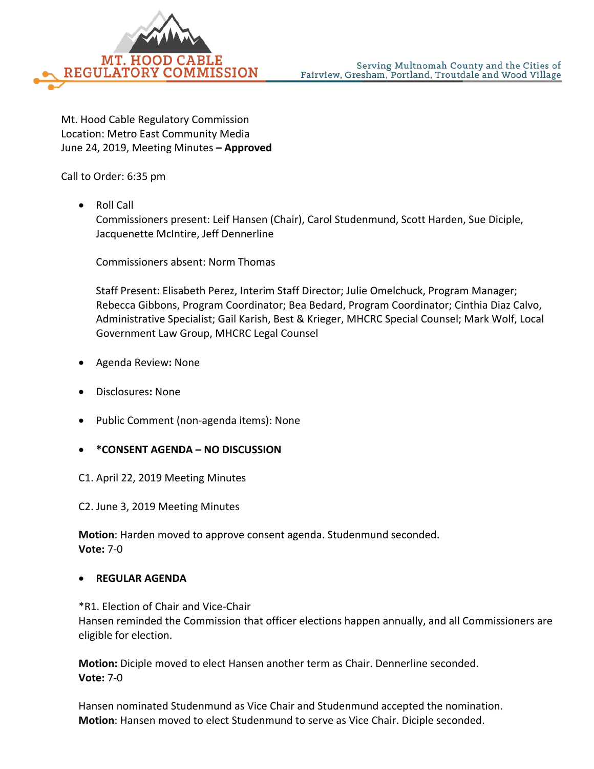MT. HOOD CABLE REGULATORY COMMISSION

Serving Multnomah County and the Cities of Fairview, Gresham, Portland, Troutdale and Wood Village

Mt. Hood Cable Regulatory Commission
Location: Metro East Community Media
June 24, 2019, Meeting Minutes – **Approved**

Call to Order: 6:35 pm

- Roll Call
  Commissioners present: Leif Hansen (Chair), Carol Studenmund, Scott Harden, Sue Diciple, Jacquenette McIntire, Jeff Dennerline

  Commissioners absent: Norm Thomas

  Staff Present: Elisabeth Perez, Interim Staff Director; Julie Omelchuck, Program Manager; Rebecca Gibbons, Program Coordinator; Bea Bedard, Program Coordinator; Cinthia Diaz Calvo, Administrative Specialist; Gail Karish, Best & Krieger, MHCRC Special Counsel; Mark Wolf, Local Government Law Group, MHCRC Legal Counsel

- Agenda Review**:** None

- Disclosures**:** None

- Public Comment (non-agenda items): None

- **\*CONSENT AGENDA – NO DISCUSSION**

C1. April 22, 2019 Meeting Minutes

C2. June 3, 2019 Meeting Minutes

**Motion**: Harden moved to approve consent agenda. Studenmund seconded.
**Vote:** 7-0

- **REGULAR AGENDA**

*R1. Election of Chair and Vice-Chair
Hansen reminded the Commission that officer elections happen annually, and all Commissioners are eligible for election.

**Motion:** Diciple moved to elect Hansen another term as Chair. Dennerline seconded.
**Vote:** 7-0

Hansen nominated Studenmund as Vice Chair and Studenmund accepted the nomination.
**Motion**: Hansen moved to elect Studenmund to serve as Vice Chair. Diciple seconded.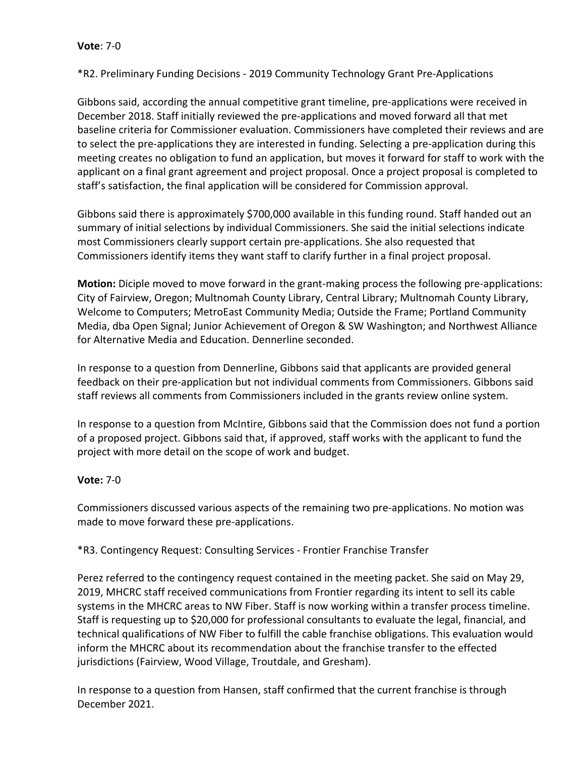**Vote**: 7-0

*R2. Preliminary Funding Decisions - 2019 Community Technology Grant Pre-Applications

Gibbons said, according the annual competitive grant timeline, pre-applications were received in December 2018. Staff initially reviewed the pre-applications and moved forward all that met baseline criteria for Commissioner evaluation. Commissioners have completed their reviews and are to select the pre-applications they are interested in funding. Selecting a pre-application during this meeting creates no obligation to fund an application, but moves it forward for staff to work with the applicant on a final grant agreement and project proposal. Once a project proposal is completed to staff's satisfaction, the final application will be considered for Commission approval.

Gibbons said there is approximately $700,000 available in this funding round. Staff handed out an summary of initial selections by individual Commissioners. She said the initial selections indicate most Commissioners clearly support certain pre-applications. She also requested that Commissioners identify items they want staff to clarify further in a final project proposal.

**Motion:** Diciple moved to move forward in the grant-making process the following pre-applications: City of Fairview, Oregon; Multnomah County Library, Central Library; Multnomah County Library, Welcome to Computers; MetroEast Community Media; Outside the Frame; Portland Community Media, dba Open Signal; Junior Achievement of Oregon & SW Washington; and Northwest Alliance for Alternative Media and Education. Dennerline seconded.

In response to a question from Dennerline, Gibbons said that applicants are provided general feedback on their pre-application but not individual comments from Commissioners. Gibbons said staff reviews all comments from Commissioners included in the grants review online system.

In response to a question from McIntire, Gibbons said that the Commission does not fund a portion of a proposed project. Gibbons said that, if approved, staff works with the applicant to fund the project with more detail on the scope of work and budget.

**Vote:** 7-0

Commissioners discussed various aspects of the remaining two pre-applications. No motion was made to move forward these pre-applications.

*R3. Contingency Request: Consulting Services - Frontier Franchise Transfer

Perez referred to the contingency request contained in the meeting packet. She said on May 29, 2019, MHCRC staff received communications from Frontier regarding its intent to sell its cable systems in the MHCRC areas to NW Fiber. Staff is now working within a transfer process timeline. Staff is requesting up to $20,000 for professional consultants to evaluate the legal, financial, and technical qualifications of NW Fiber to fulfill the cable franchise obligations. This evaluation would inform the MHCRC about its recommendation about the franchise transfer to the effected jurisdictions (Fairview, Wood Village, Troutdale, and Gresham).

In response to a question from Hansen, staff confirmed that the current franchise is through December 2021.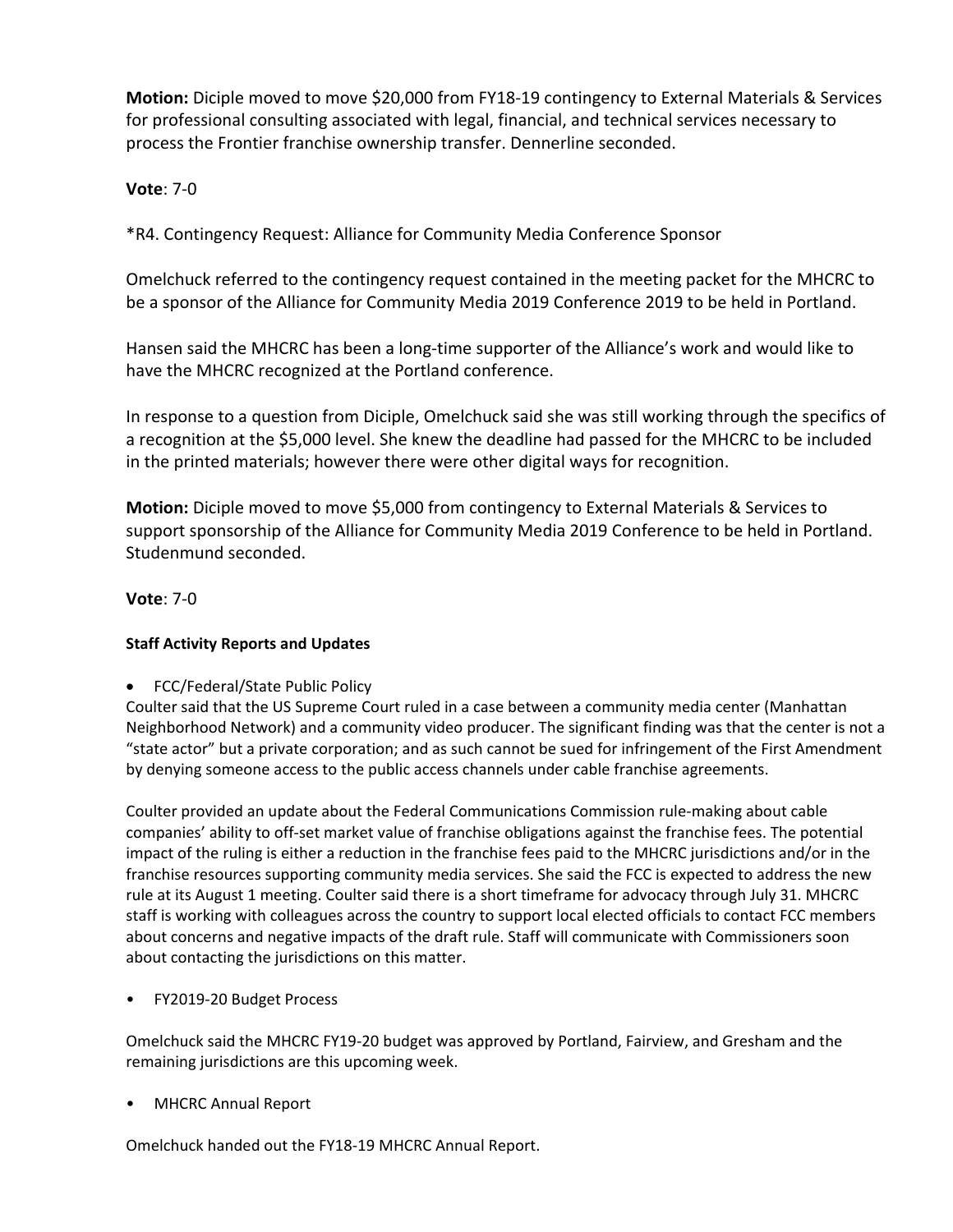**Motion:** Diciple moved to move $20,000 from FY18-19 contingency to External Materials & Services for professional consulting associated with legal, financial, and technical services necessary to process the Frontier franchise ownership transfer. Dennerline seconded.

**Vote**: 7-0

*R4. Contingency Request: Alliance for Community Media Conference Sponsor

Omelchuck referred to the contingency request contained in the meeting packet for the MHCRC to be a sponsor of the Alliance for Community Media 2019 Conference 2019 to be held in Portland.

Hansen said the MHCRC has been a long-time supporter of the Alliance's work and would like to have the MHCRC recognized at the Portland conference.

In response to a question from Diciple, Omelchuck said she was still working through the specifics of a recognition at the $5,000 level. She knew the deadline had passed for the MHCRC to be included in the printed materials; however there were other digital ways for recognition.

**Motion:** Diciple moved to move $5,000 from contingency to External Materials & Services to support sponsorship of the Alliance for Community Media 2019 Conference to be held in Portland. Studenmund seconded.

**Vote**: 7-0

**Staff Activity Reports and Updates**

- FCC/Federal/State Public Policy

Coulter said that the US Supreme Court ruled in a case between a community media center (Manhattan Neighborhood Network) and a community video producer. The significant finding was that the center is not a "state actor" but a private corporation; and as such cannot be sued for infringement of the First Amendment by denying someone access to the public access channels under cable franchise agreements.

Coulter provided an update about the Federal Communications Commission rule-making about cable companies' ability to off-set market value of franchise obligations against the franchise fees. The potential impact of the ruling is either a reduction in the franchise fees paid to the MHCRC jurisdictions and/or in the franchise resources supporting community media services. She said the FCC is expected to address the new rule at its August 1 meeting. Coulter said there is a short timeframe for advocacy through July 31. MHCRC staff is working with colleagues across the country to support local elected officials to contact FCC members about concerns and negative impacts of the draft rule. Staff will communicate with Commissioners soon about contacting the jurisdictions on this matter.

- FY2019-20 Budget Process

Omelchuck said the MHCRC FY19-20 budget was approved by Portland, Fairview, and Gresham and the remaining jurisdictions are this upcoming week.

- MHCRC Annual Report

Omelchuck handed out the FY18-19 MHCRC Annual Report.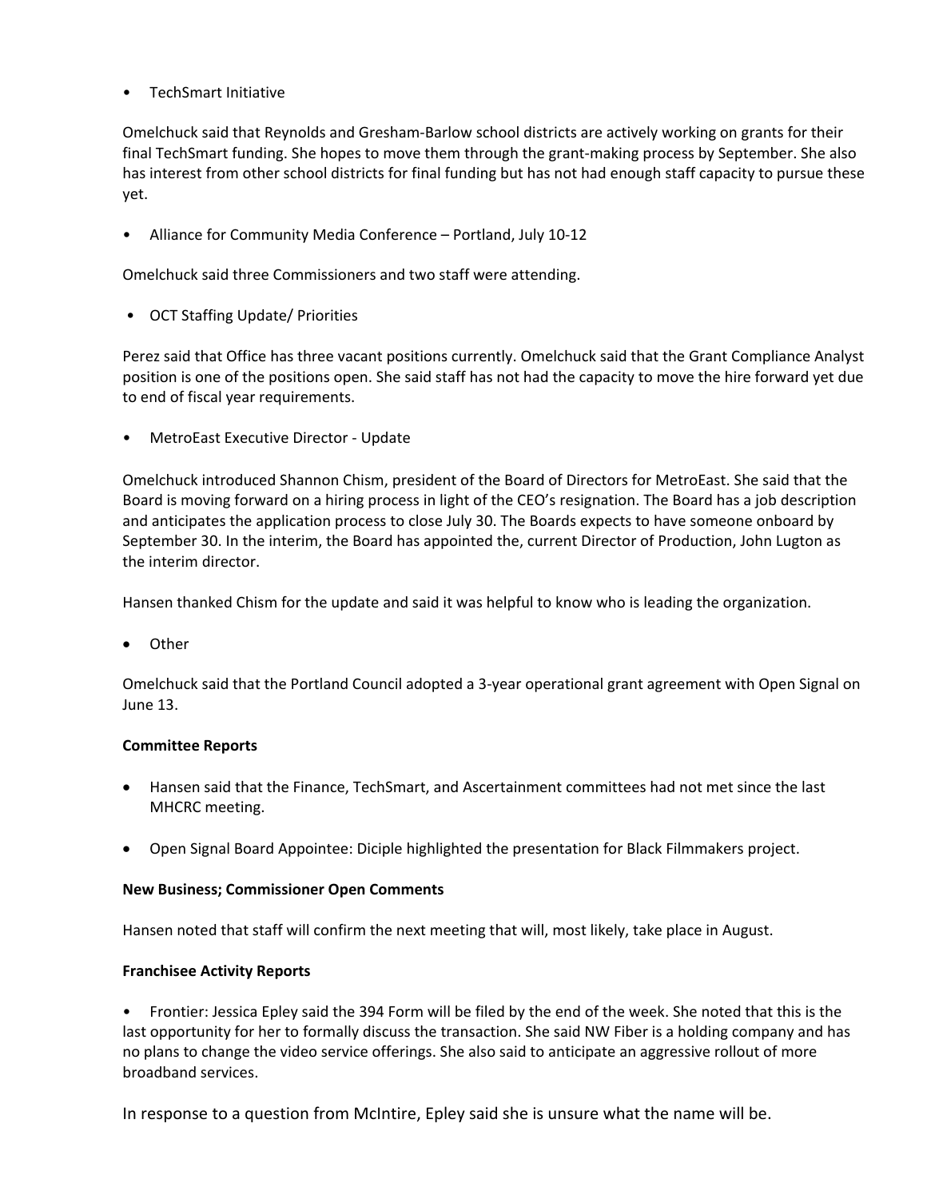- TechSmart Initiative

Omelchuck said that Reynolds and Gresham-Barlow school districts are actively working on grants for their final TechSmart funding. She hopes to move them through the grant-making process by September. She also has interest from other school districts for final funding but has not had enough staff capacity to pursue these yet.

- Alliance for Community Media Conference – Portland, July 10-12

Omelchuck said three Commissioners and two staff were attending.

- OCT Staffing Update/ Priorities

Perez said that Office has three vacant positions currently. Omelchuck said that the Grant Compliance Analyst position is one of the positions open. She said staff has not had the capacity to move the hire forward yet due to end of fiscal year requirements.

- MetroEast Executive Director - Update

Omelchuck introduced Shannon Chism, president of the Board of Directors for MetroEast. She said that the Board is moving forward on a hiring process in light of the CEO's resignation. The Board has a job description and anticipates the application process to close July 30. The Boards expects to have someone onboard by September 30. In the interim, the Board has appointed the, current Director of Production, John Lugton as the interim director.

Hansen thanked Chism for the update and said it was helpful to know who is leading the organization.

- Other

Omelchuck said that the Portland Council adopted a 3-year operational grant agreement with Open Signal on June 13.

**Committee Reports**

- Hansen said that the Finance, TechSmart, and Ascertainment committees had not met since the last MHCRC meeting.
- Open Signal Board Appointee: Diciple highlighted the presentation for Black Filmmakers project.

**New Business; Commissioner Open Comments**

Hansen noted that staff will confirm the next meeting that will, most likely, take place in August.

**Franchisee Activity Reports**

- Frontier: Jessica Epley said the 394 Form will be filed by the end of the week. She noted that this is the last opportunity for her to formally discuss the transaction. She said NW Fiber is a holding company and has no plans to change the video service offerings. She also said to anticipate an aggressive rollout of more broadband services.

In response to a question from McIntire, Epley said she is unsure what the name will be.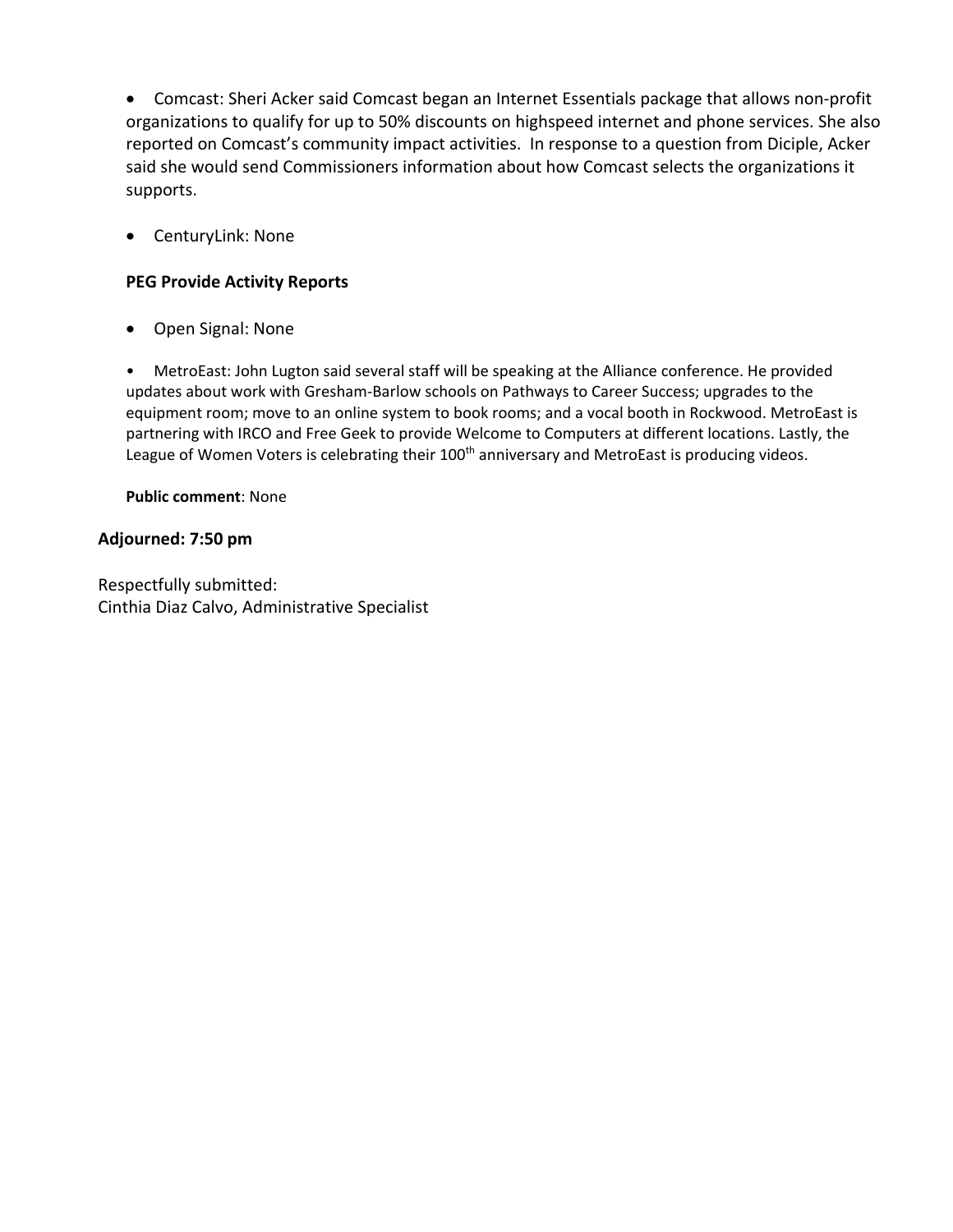- Comcast: Sheri Acker said Comcast began an Internet Essentials package that allows non-profit organizations to qualify for up to 50% discounts on highspeed internet and phone services. She also reported on Comcast's community impact activities. In response to a question from Diciple, Acker said she would send Commissioners information about how Comcast selects the organizations it supports.

- CenturyLink: None

**PEG Provide Activity Reports**

- Open Signal: None

- MetroEast: John Lugton said several staff will be speaking at the Alliance conference. He provided updates about work with Gresham-Barlow schools on Pathways to Career Success; upgrades to the equipment room; move to an online system to book rooms; and a vocal booth in Rockwood. MetroEast is partnering with IRCO and Free Geek to provide Welcome to Computers at different locations. Lastly, the League of Women Voters is celebrating their 100th anniversary and MetroEast is producing videos.

**Public comment**: None

**Adjourned: 7:50 pm**

Respectfully submitted:
Cinthia Diaz Calvo, Administrative Specialist